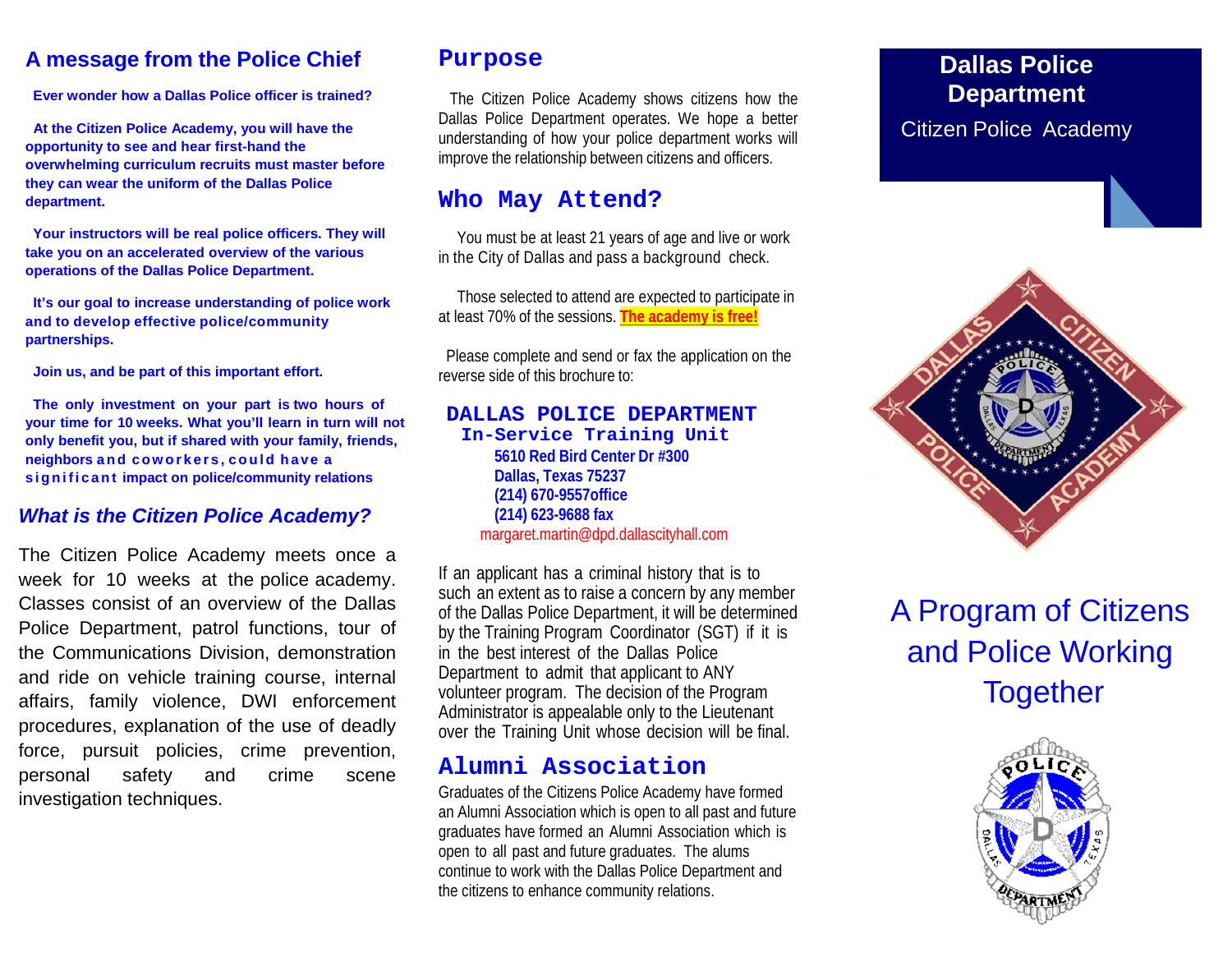## A message from the Police Chief

**Ever wonder how a Dallas Police officer is trained?**

**At the Citizen Police Academy, you will have the opportunity to see and hear first-hand the overwhelming curriculum recruits must master before they can wear the uniform of the Dallas Police department.**

**Your instructors will be real police officers. They will take you on an accelerated overview of the various operations of the Dallas Police Department.**

**It's our goal to increase understanding of police work and to develop effective police/community partnerships.**

**Join us, and be part of this important effort.**

**The only investment on your part is two hours of your time for 10 weeks. What you'll learn in turn will not only benefit you, but if shared with your family, friends, neighbors and coworkers, could have a significant impact on police/community relations**

### *What is the Citizen Police Academy?*

The Citizen Police Academy meets once a week for 10 weeks at the police academy. Classes consist of an overview of the Dallas Police Department, patrol functions, tour of the Communications Division, demonstration and ride on vehicle training course, internal affairs, family violence, DWI enforcement procedures, explanation of the use of deadly force, pursuit policies, crime prevention, personal safety and crime scene investigation techniques.

## Purpose

The Citizen Police Academy shows citizens how the Dallas Police Department operates. We hope a better understanding of how your police department works will improve the relationship between citizens and officers.

## Who May Attend?

You must be at least 21 years of age and live or work in the City of Dallas and pass a background check.

Those selected to attend are expected to participate in at least 70% of the sessions. **The academy is free!**

Please complete and send or fax the application on the reverse side of this brochure to:

**DALLAS POLICE DEPARTMENT**
**In-Service Training Unit**
**5610 Red Bird Center Dr #300**
**Dallas, Texas 75237**
**(214) 670-9557office**
**(214) 623-9688 fax**
margaret.martin@dpd.dallascityhall.com

If an applicant has a criminal history that is to such an extent as to raise a concern by any member of the Dallas Police Department, it will be determined by the Training Program Coordinator (SGT) if it is in the best interest of the Dallas Police Department to admit that applicant to ANY volunteer program. The decision of the Program Administrator is appealable only to the Lieutenant over the Training Unit whose decision will be final.

## Alumni Association

Graduates of the Citizens Police Academy have formed an Alumni Association which is open to all past and future graduates have formed an Alumni Association which is open to all past and future graduates. The alums continue to work with the Dallas Police Department and the citizens to enhance community relations.

# Dallas Police Department

Citizen Police Academy

A Program of Citizens and Police Working Together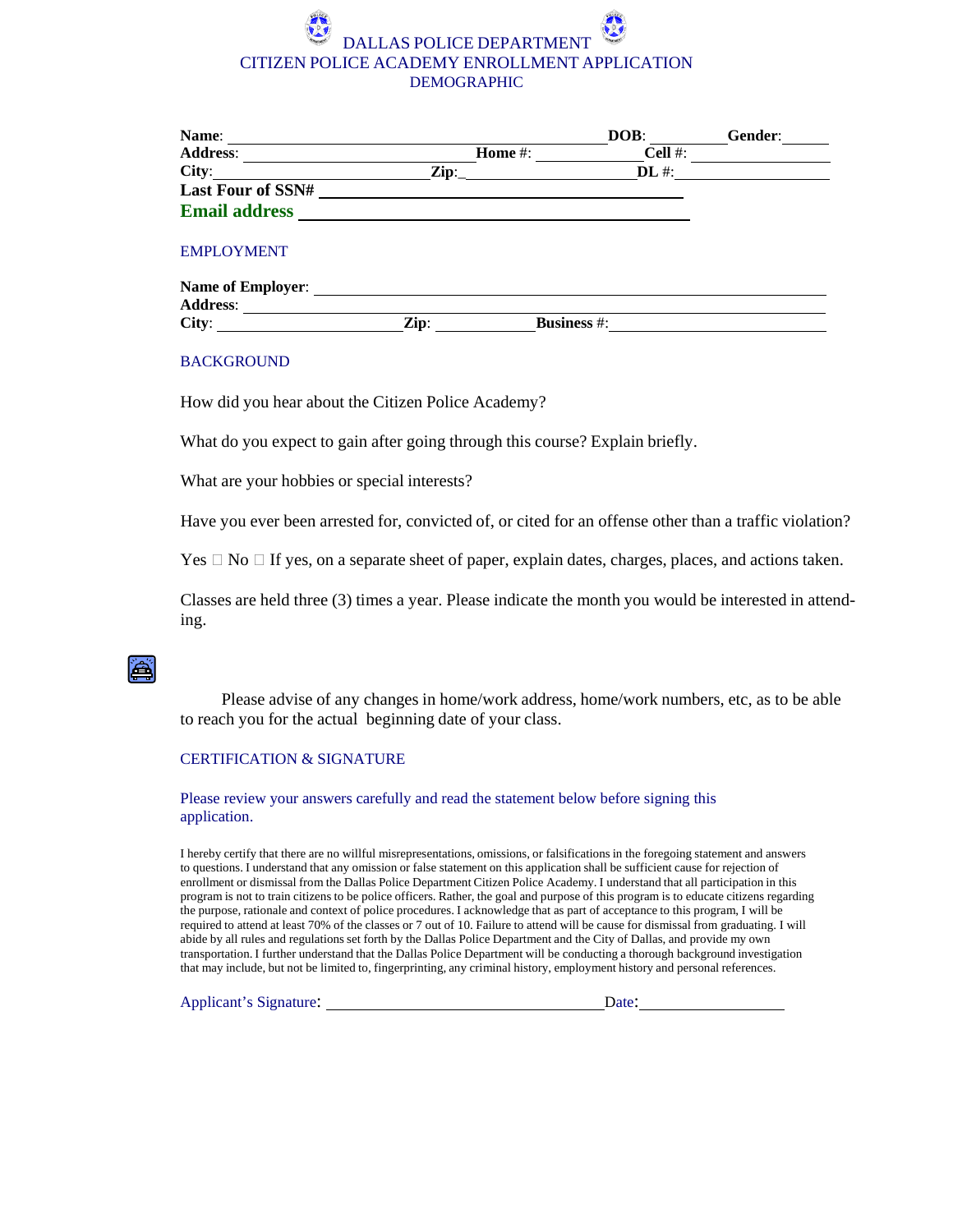# DALLAS POLICE DEPARTMENT
## CITIZEN POLICE ACADEMY ENROLLMENT APPLICATION
### DEMOGRAPHIC

**Name**: ______________________ **DOB**: __________ **Gender**: ______
**Address**: ______________________ **Home** #: ____________ **Cell** #: ____________
**City**: ____________ **Zip**: ____________ **DL** #: ____________
**Last Four of SSN#** ______________________
**Email address** ______________________

### EMPLOYMENT

**Name of Employer**: ______________________
**Address**: ______________________
**City**: ____________ **Zip**: ____________ **Business** #: ____________

### BACKGROUND

How did you hear about the Citizen Police Academy?

What do you expect to gain after going through this course? Explain briefly.

What are your hobbies or special interests?

Have you ever been arrested for, convicted of, or cited for an offense other than a traffic violation?

Yes ☐ No ☐ If yes, on a separate sheet of paper, explain dates, charges, places, and actions taken.

Classes are held three (3) times a year. Please indicate the month you would be interested in attending.

Please advise of any changes in home/work address, home/work numbers, etc, as to be able to reach you for the actual beginning date of your class.

### CERTIFICATION & SIGNATURE

Please review your answers carefully and read the statement below before signing this application.

I hereby certify that there are no willful misrepresentations, omissions, or falsifications in the foregoing statement and answers to questions. I understand that any omission or false statement on this application shall be sufficient cause for rejection of enrollment or dismissal from the Dallas Police Department Citizen Police Academy. I understand that all participation in this program is not to train citizens to be police officers. Rather, the goal and purpose of this program is to educate citizens regarding the purpose, rationale and context of police procedures. I acknowledge that as part of acceptance to this program, I will be required to attend at least 70% of the classes or 7 out of 10. Failure to attend will be cause for dismissal from graduating. I will abide by all rules and regulations set forth by the Dallas Police Department and the City of Dallas, and provide my own transportation. I further understand that the Dallas Police Department will be conducting a thorough background investigation that may include, but not be limited to, fingerprinting, any criminal history, employment history and personal references.

Applicant's Signature: ______________________ Date: ____________